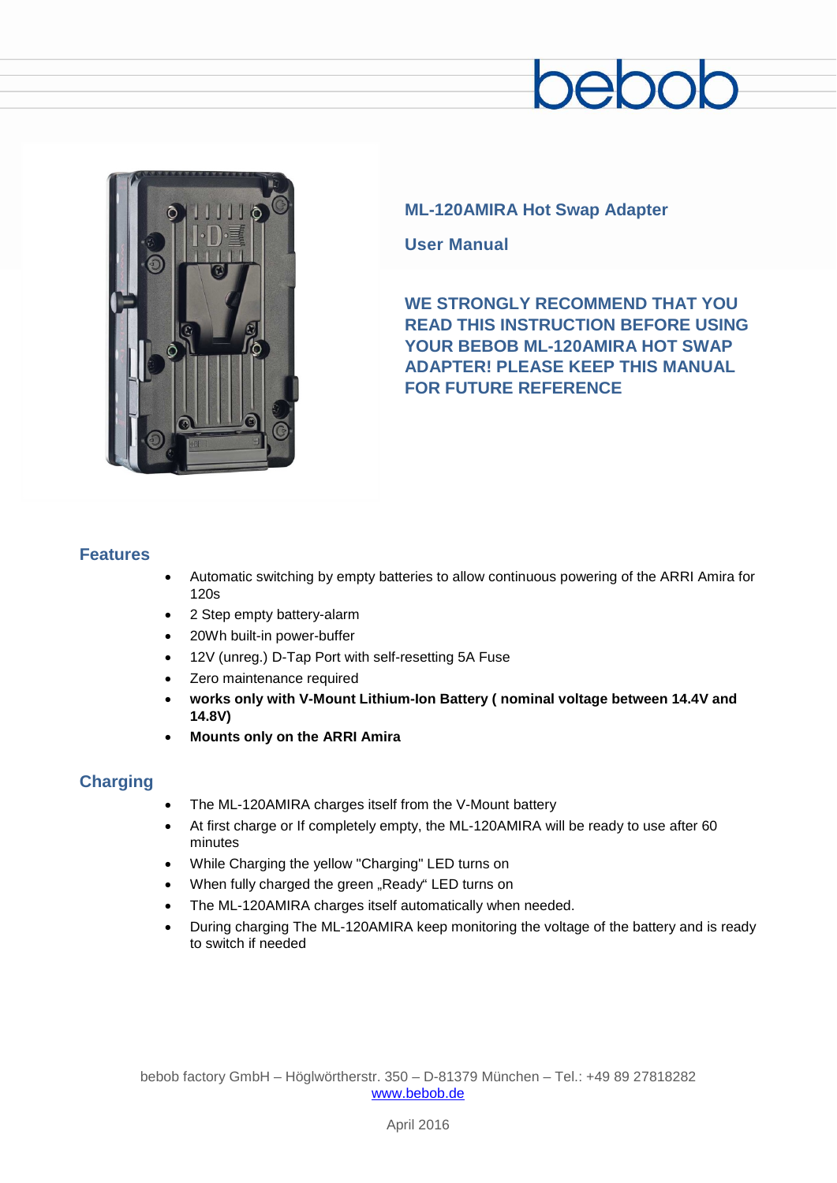bebob

# ML-120AMIRA Hot Swap Adapter

## User Manual

**WE STRONGLY RECOMMEND THAT YOU READ THIS INSTRUCTION BEFORE USING YOUR BEBOB ML-120AMIRA HOT SWAP ADAPTER! PLEASE KEEP THIS MANUAL FOR FUTURE REFERENCE**

## Features

- Automatic switching by empty batteries to allow continuous powering of the ARRI Amira for 120s
- 2 Step empty battery-alarm
- 20Wh built-in power-buffer
- 12V (unreg.) D-Tap Port with self-resetting 5A Fuse
- Zero maintenance required
- **works only with V-Mount Lithium-Ion Battery ( nominal voltage between 14.4V and 14.8V)**
- **Mounts only on the ARRI Amira**

## Charging

- The ML-120AMIRA charges itself from the V-Mount battery
- At first charge or If completely empty, the ML-120AMIRA will be ready to use after 60 minutes
- While Charging the yellow "Charging" LED turns on
- When fully charged the green „Ready“ LED turns on
- The ML-120AMIRA charges itself automatically when needed.
- During charging The ML-120AMIRA keep monitoring the voltage of the battery and is ready to switch if needed

bebob factory GmbH – Höglwörtherstr. 350 – D-81379 München – Tel.: +49 89 27818282
www.bebob.de

April 2016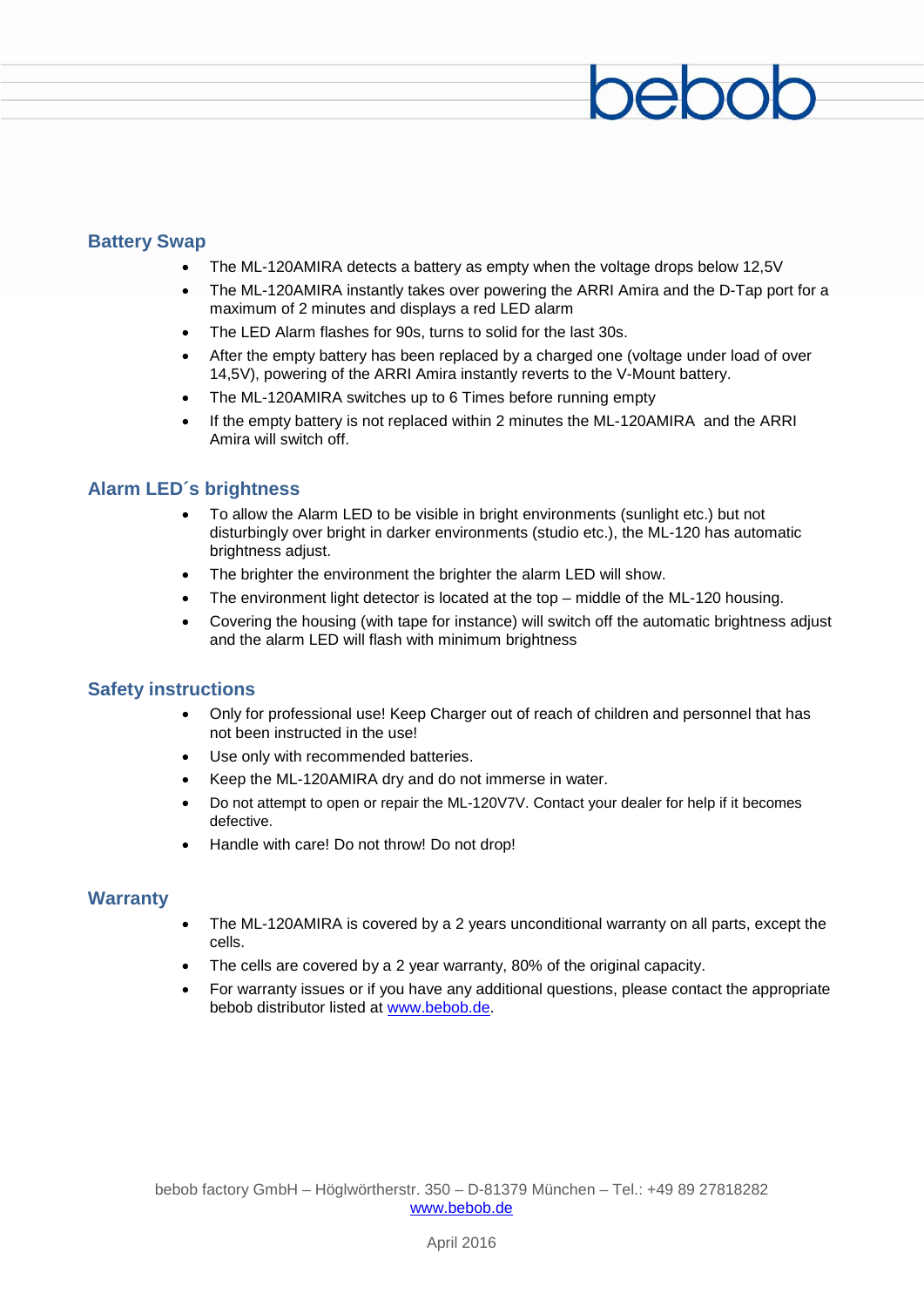## Battery Swap

- The ML-120AMIRA detects a battery as empty when the voltage drops below 12,5V
- The ML-120AMIRA instantly takes over powering the ARRI Amira and the D-Tap port for a maximum of 2 minutes and displays a red LED alarm
- The LED Alarm flashes for 90s, turns to solid for the last 30s.
- After the empty battery has been replaced by a charged one (voltage under load of over 14,5V), powering of the ARRI Amira instantly reverts to the V-Mount battery.
- The ML-120AMIRA switches up to 6 Times before running empty
- If the empty battery is not replaced within 2 minutes the ML-120AMIRA and the ARRI Amira will switch off.

## Alarm LED´s brightness

- To allow the Alarm LED to be visible in bright environments (sunlight etc.) but not disturbingly over bright in darker environments (studio etc.), the ML-120 has automatic brightness adjust.
- The brighter the environment the brighter the alarm LED will show.
- The environment light detector is located at the top – middle of the ML-120 housing.
- Covering the housing (with tape for instance) will switch off the automatic brightness adjust and the alarm LED will flash with minimum brightness

## Safety instructions

- Only for professional use! Keep Charger out of reach of children and personnel that has not been instructed in the use!
- Use only with recommended batteries.
- Keep the ML-120AMIRA dry and do not immerse in water.
- Do not attempt to open or repair the ML-120V7V. Contact your dealer for help if it becomes defective.
- Handle with care! Do not throw! Do not drop!

## Warranty

- The ML-120AMIRA is covered by a 2 years unconditional warranty on all parts, except the cells.
- The cells are covered by a 2 year warranty, 80% of the original capacity.
- For warranty issues or if you have any additional questions, please contact the appropriate bebob distributor listed at www.bebob.de.

bebob factory GmbH – Höglwörtherstr. 350 – D-81379 München – Tel.: +49 89 27818282
www.bebob.de

April 2016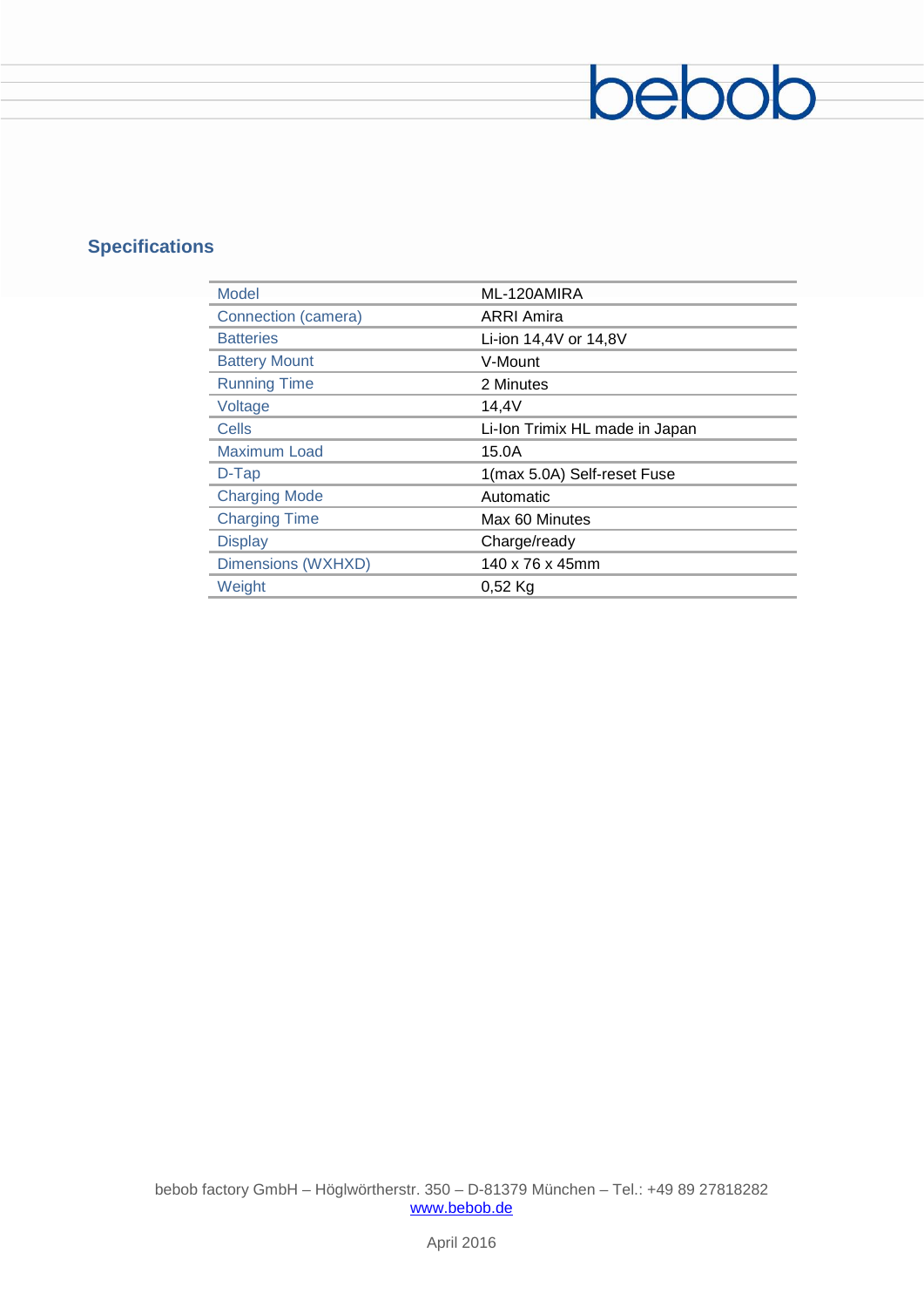## Specifications

| | |
|---|---|
| Model | ML-120AMIRA |
| Connection (camera) | ARRI Amira |
| Batteries | Li-ion 14,4V or 14,8V |
| Battery Mount | V-Mount |
| Running Time | 2 Minutes |
| Voltage | 14,4V |
| Cells | Li-Ion Trimix HL made in Japan |
| Maximum Load | 15.0A |
| D-Tap | 1(max 5.0A) Self-reset Fuse |
| Charging Mode | Automatic |
| Charging Time | Max 60 Minutes |
| Display | Charge/ready |
| Dimensions (WXHXD) | 140 x 76 x 45mm |
| Weight | 0,52 Kg |

bebob factory GmbH – Höglwörtherstr. 350 – D-81379 München – Tel.: +49 89 27818282
www.bebob.de

April 2016